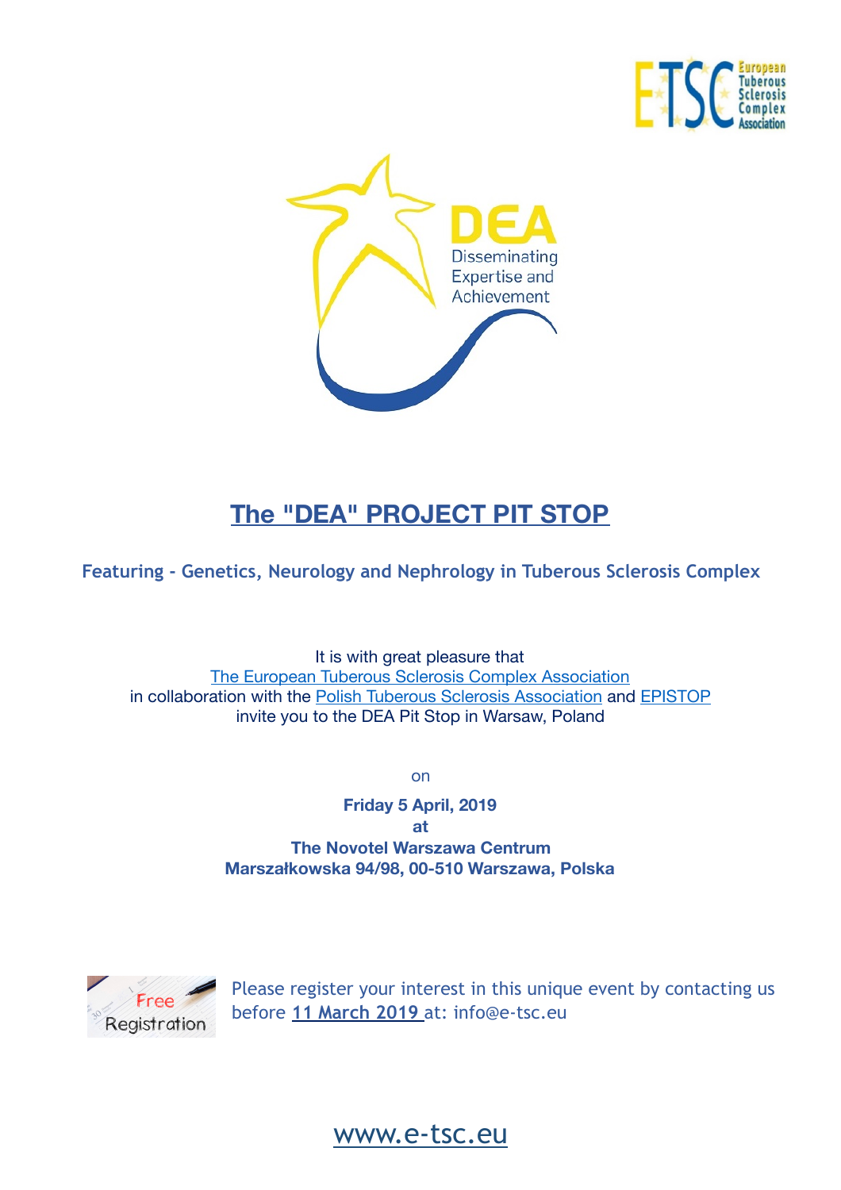# The "DEA" PROJECT PIT STOP

**Featuring - Genetics, Neurology and Nephrology in Tuberous Sclerosis Complex**

It is with great pleasure that
The European Tuberous Sclerosis Complex Association
in collaboration with the Polish Tuberous Sclerosis Association and EPISTOP
invite you to the DEA Pit Stop in Warsaw, Poland

on

**Friday 5 April, 2019**
**at**
**The Novotel Warszawa Centrum**
**Marszałkowska 94/98, 00-510 Warszawa, Polska**

Free Registration

Please register your interest in this unique event by contacting us before **11 March 2019** at: info@e-tsc.eu

www.e-tsc.eu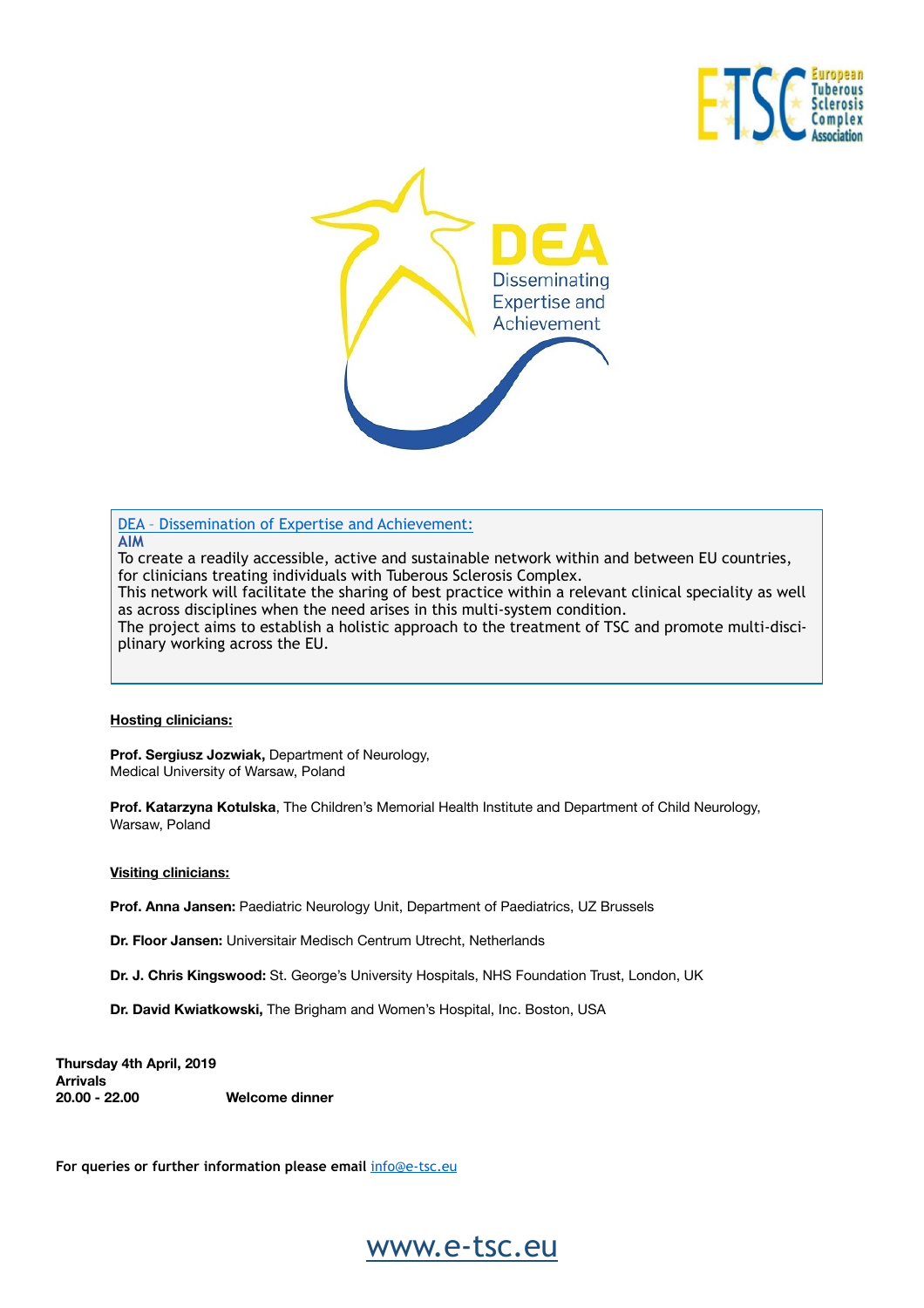DEA – Dissemination of Expertise and Achievement:

**AIM**

To create a readily accessible, active and sustainable network within and between EU countries, for clinicians treating individuals with Tuberous Sclerosis Complex.

This network will facilitate the sharing of best practice within a relevant clinical speciality as well as across disciplines when the need arises in this multi-system condition.

The project aims to establish a holistic approach to the treatment of TSC and promote multi-disciplinary working across the EU.

**Hosting clinicians:**

**Prof. Sergiusz Jozwiak,** Department of Neurology, Medical University of Warsaw, Poland

**Prof. Katarzyna Kotulska**, The Children's Memorial Health Institute and Department of Child Neurology, Warsaw, Poland

**Visiting clinicians:**

**Prof. Anna Jansen:** Paediatric Neurology Unit, Department of Paediatrics, UZ Brussels

**Dr. Floor Jansen:** Universitair Medisch Centrum Utrecht, Netherlands

**Dr. J. Chris Kingswood:** St. George's University Hospitals, NHS Foundation Trust, London, UK

**Dr. David Kwiatkowski,** The Brigham and Women's Hospital, Inc. Boston, USA

**Thursday 4th April, 2019**
**Arrivals**

| | |
|---|---|
| **20.00 - 22.00** | **Welcome dinner** |

**For queries or further information please email** info@e-tsc.eu

www.e-tsc.eu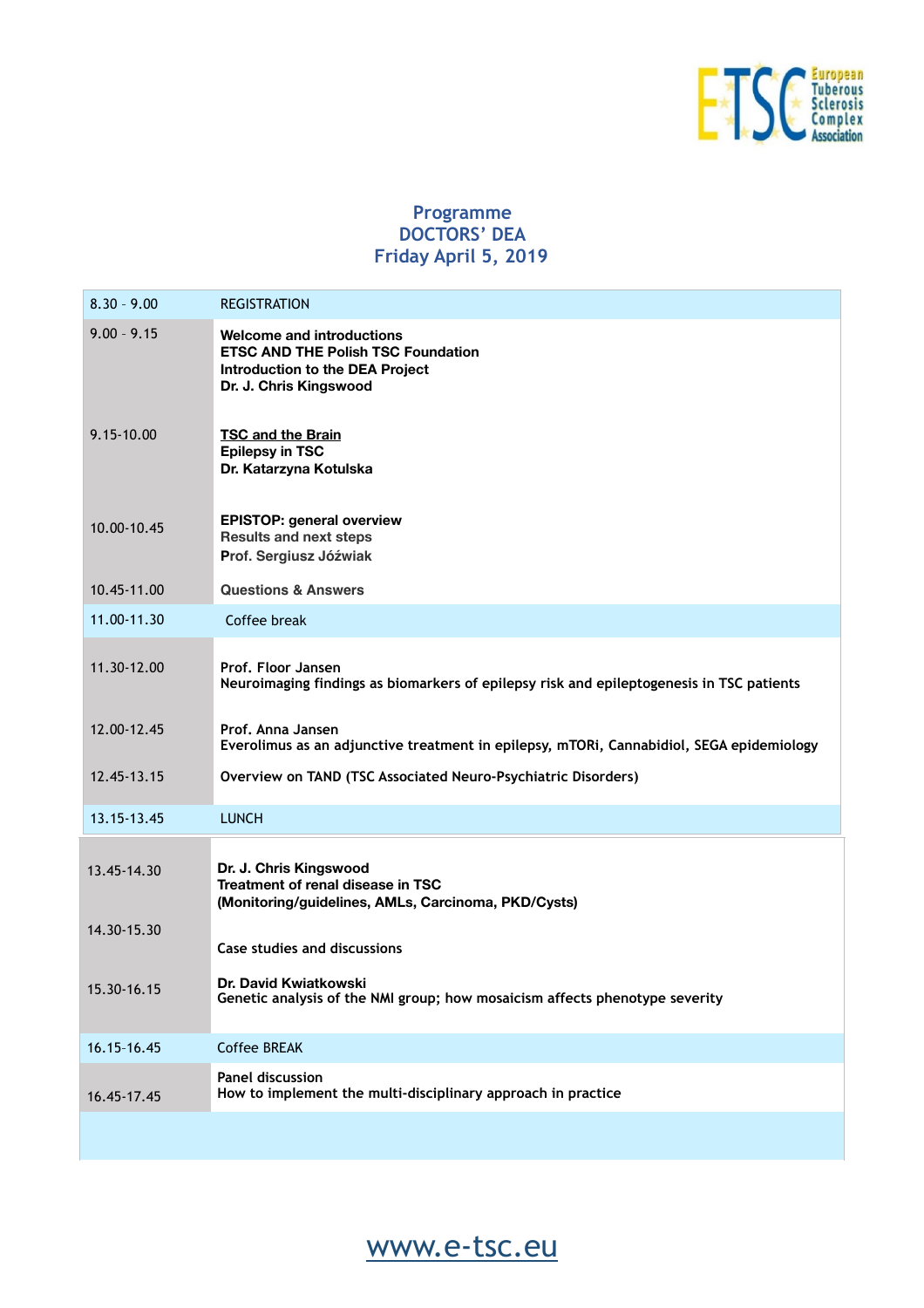## Programme
## DOCTORS' DEA
## Friday April 5, 2019

| | |
|---|---|
| 8.30 - 9.00 | REGISTRATION |
| 9.00 - 9.15 | **Welcome and introductions**<br>**ETSC AND THE Polish TSC Foundation**<br>**Introduction to the DEA Project**<br>**Dr. J. Chris Kingswood** |
| 9.15-10.00 | **TSC and the Brain**<br>**Epilepsy in TSC**<br>**Dr. Katarzyna Kotulska** |
| 10.00-10.45 | **EPISTOP: general overview**<br>**Results and next steps**<br>**Prof. Sergiusz Jóźwiak** |
| 10.45-11.00 | **Questions & Answers** |
| 11.00-11.30 | Coffee break |
| 11.30-12.00 | Prof. Floor Jansen<br>**Neuroimaging findings as biomarkers of epilepsy risk and epileptogenesis in TSC patients** |
| 12.00-12.45 | Prof. Anna Jansen<br>**Everolimus as an adjunctive treatment in epilepsy, mTORi, Cannabidiol, SEGA epidemiology** |
| 12.45-13.15 | **Overview on TAND (TSC Associated Neuro-Psychiatric Disorders)** |
| 13.15-13.45 | LUNCH |
| 13.45-14.30 | **Dr. J. Chris Kingswood**<br>**Treatment of renal disease in TSC**<br>**(Monitoring/guidelines, AMLs, Carcinoma, PKD/Cysts)** |
| 14.30-15.30 | **Case studies and discussions** |
| 15.30-16.15 | **Dr. David Kwiatkowski**<br>**Genetic analysis of the NMI group; how mosaicism affects phenotype severity** |
| 16.15-16.45 | Coffee BREAK |
| 16.45-17.45 | **Panel discussion**<br>**How to implement the multi-disciplinary approach in practice** |

www.e-tsc.eu